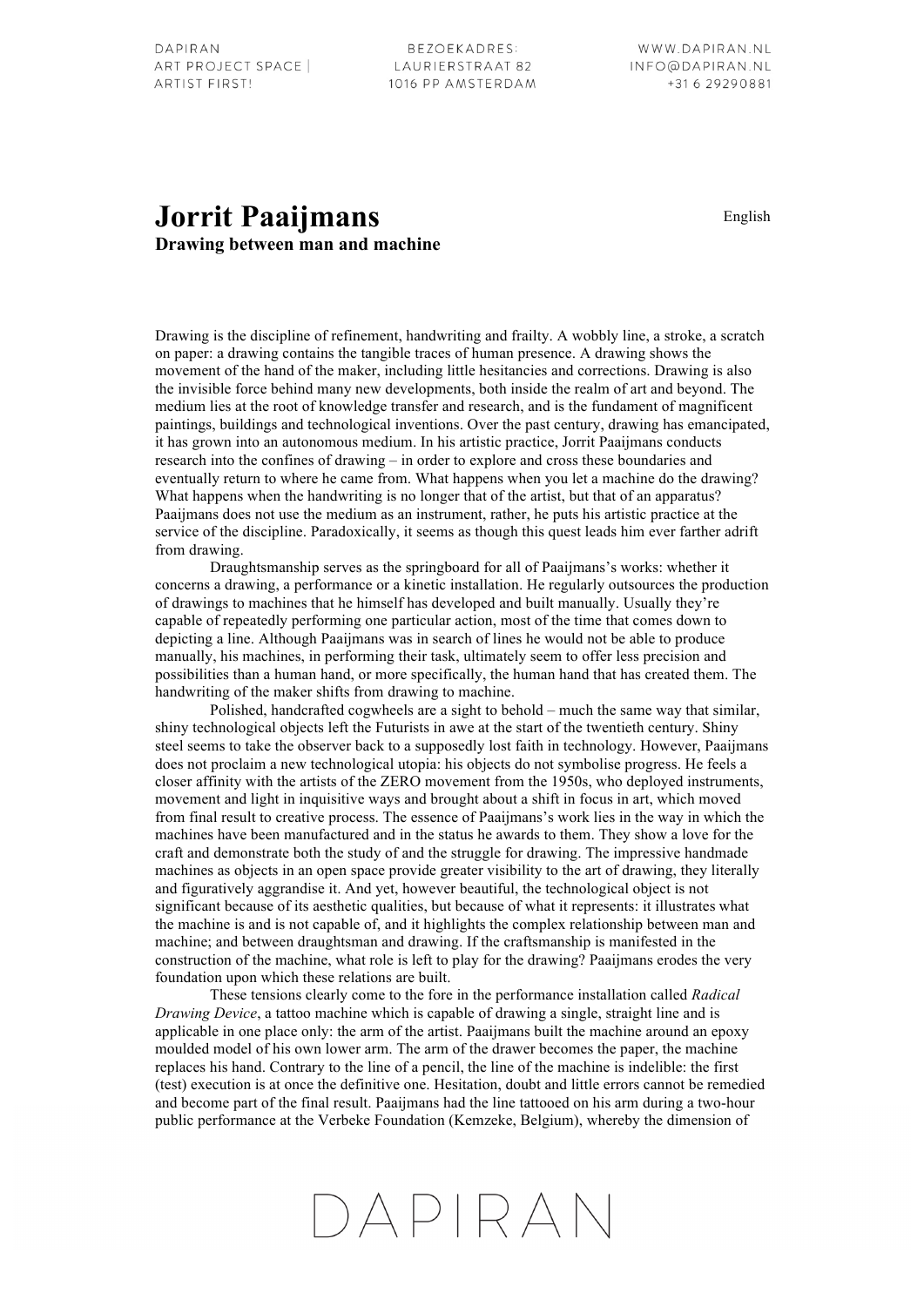# Jorrit Paaijmans

English

**Drawing between man and machine**

Drawing is the discipline of refinement, handwriting and frailty. A wobbly line, a stroke, a scratch on paper: a drawing contains the tangible traces of human presence. A drawing shows the movement of the hand of the maker, including little hesitancies and corrections. Drawing is also the invisible force behind many new developments, both inside the realm of art and beyond. The medium lies at the root of knowledge transfer and research, and is the fundament of magnificent paintings, buildings and technological inventions. Over the past century, drawing has emancipated, it has grown into an autonomous medium. In his artistic practice, Jorrit Paaijmans conducts research into the confines of drawing – in order to explore and cross these boundaries and eventually return to where he came from. What happens when you let a machine do the drawing? What happens when the handwriting is no longer that of the artist, but that of an apparatus? Paaijmans does not use the medium as an instrument, rather, he puts his artistic practice at the service of the discipline. Paradoxically, it seems as though this quest leads him ever farther adrift from drawing.

Draughtsmanship serves as the springboard for all of Paaijmans's works: whether it concerns a drawing, a performance or a kinetic installation. He regularly outsources the production of drawings to machines that he himself has developed and built manually. Usually they're capable of repeatedly performing one particular action, most of the time that comes down to depicting a line. Although Paaijmans was in search of lines he would not be able to produce manually, his machines, in performing their task, ultimately seem to offer less precision and possibilities than a human hand, or more specifically, the human hand that has created them. The handwriting of the maker shifts from drawing to machine.

Polished, handcrafted cogwheels are a sight to behold – much the same way that similar, shiny technological objects left the Futurists in awe at the start of the twentieth century. Shiny steel seems to take the observer back to a supposedly lost faith in technology. However, Paaijmans does not proclaim a new technological utopia: his objects do not symbolise progress. He feels a closer affinity with the artists of the ZERO movement from the 1950s, who deployed instruments, movement and light in inquisitive ways and brought about a shift in focus in art, which moved from final result to creative process. The essence of Paaijmans's work lies in the way in which the machines have been manufactured and in the status he awards to them. They show a love for the craft and demonstrate both the study of and the struggle for drawing. The impressive handmade machines as objects in an open space provide greater visibility to the art of drawing, they literally and figuratively aggrandise it. And yet, however beautiful, the technological object is not significant because of its aesthetic qualities, but because of what it represents: it illustrates what the machine is and is not capable of, and it highlights the complex relationship between man and machine; and between draughtsman and drawing. If the craftsmanship is manifested in the construction of the machine, what role is left to play for the drawing? Paaijmans erodes the very foundation upon which these relations are built.

These tensions clearly come to the fore in the performance installation called *Radical Drawing Device*, a tattoo machine which is capable of drawing a single, straight line and is applicable in one place only: the arm of the artist. Paaijmans built the machine around an epoxy moulded model of his own lower arm. The arm of the drawer becomes the paper, the machine replaces his hand. Contrary to the line of a pencil, the line of the machine is indelible: the first (test) execution is at once the definitive one. Hesitation, doubt and little errors cannot be remedied and become part of the final result. Paaijmans had the line tattooed on his arm during a two-hour public performance at the Verbeke Foundation (Kemzeke, Belgium), whereby the dimension of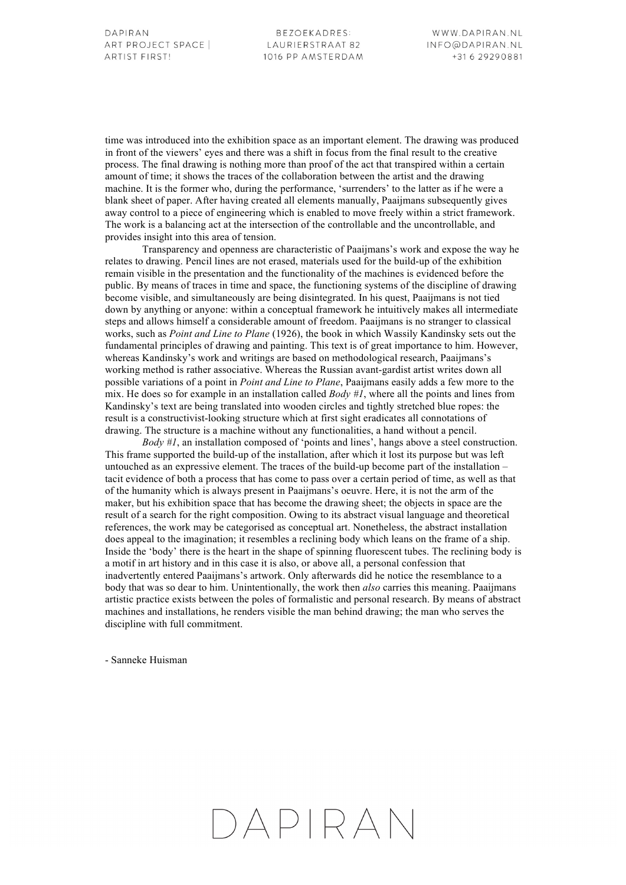time was introduced into the exhibition space as an important element. The drawing was produced in front of the viewers' eyes and there was a shift in focus from the final result to the creative process. The final drawing is nothing more than proof of the act that transpired within a certain amount of time; it shows the traces of the collaboration between the artist and the drawing machine. It is the former who, during the performance, 'surrenders' to the latter as if he were a blank sheet of paper. After having created all elements manually, Paaijmans subsequently gives away control to a piece of engineering which is enabled to move freely within a strict framework. The work is a balancing act at the intersection of the controllable and the uncontrollable, and provides insight into this area of tension.

Transparency and openness are characteristic of Paaijmans's work and expose the way he relates to drawing. Pencil lines are not erased, materials used for the build-up of the exhibition remain visible in the presentation and the functionality of the machines is evidenced before the public. By means of traces in time and space, the functioning systems of the discipline of drawing become visible, and simultaneously are being disintegrated. In his quest, Paaijmans is not tied down by anything or anyone: within a conceptual framework he intuitively makes all intermediate steps and allows himself a considerable amount of freedom. Paaijmans is no stranger to classical works, such as *Point and Line to Plane* (1926), the book in which Wassily Kandinsky sets out the fundamental principles of drawing and painting. This text is of great importance to him. However, whereas Kandinsky's work and writings are based on methodological research, Paaijmans's working method is rather associative. Whereas the Russian avant-gardist artist writes down all possible variations of a point in *Point and Line to Plane*, Paaijmans easily adds a few more to the mix. He does so for example in an installation called *Body #1*, where all the points and lines from Kandinsky's text are being translated into wooden circles and tightly stretched blue ropes: the result is a constructivist-looking structure which at first sight eradicates all connotations of drawing. The structure is a machine without any functionalities, a hand without a pencil.

*Body #1*, an installation composed of 'points and lines', hangs above a steel construction. This frame supported the build-up of the installation, after which it lost its purpose but was left untouched as an expressive element. The traces of the build-up become part of the installation – tacit evidence of both a process that has come to pass over a certain period of time, as well as that of the humanity which is always present in Paaijmans's oeuvre. Here, it is not the arm of the maker, but his exhibition space that has become the drawing sheet; the objects in space are the result of a search for the right composition. Owing to its abstract visual language and theoretical references, the work may be categorised as conceptual art. Nonetheless, the abstract installation does appeal to the imagination; it resembles a reclining body which leans on the frame of a ship. Inside the 'body' there is the heart in the shape of spinning fluorescent tubes. The reclining body is a motif in art history and in this case it is also, or above all, a personal confession that inadvertently entered Paaijmans's artwork. Only afterwards did he notice the resemblance to a body that was so dear to him. Unintentionally, the work then *also* carries this meaning. Paaijmans artistic practice exists between the poles of formalistic and personal research. By means of abstract machines and installations, he renders visible the man behind drawing; the man who serves the discipline with full commitment.

- Sanneke Huisman